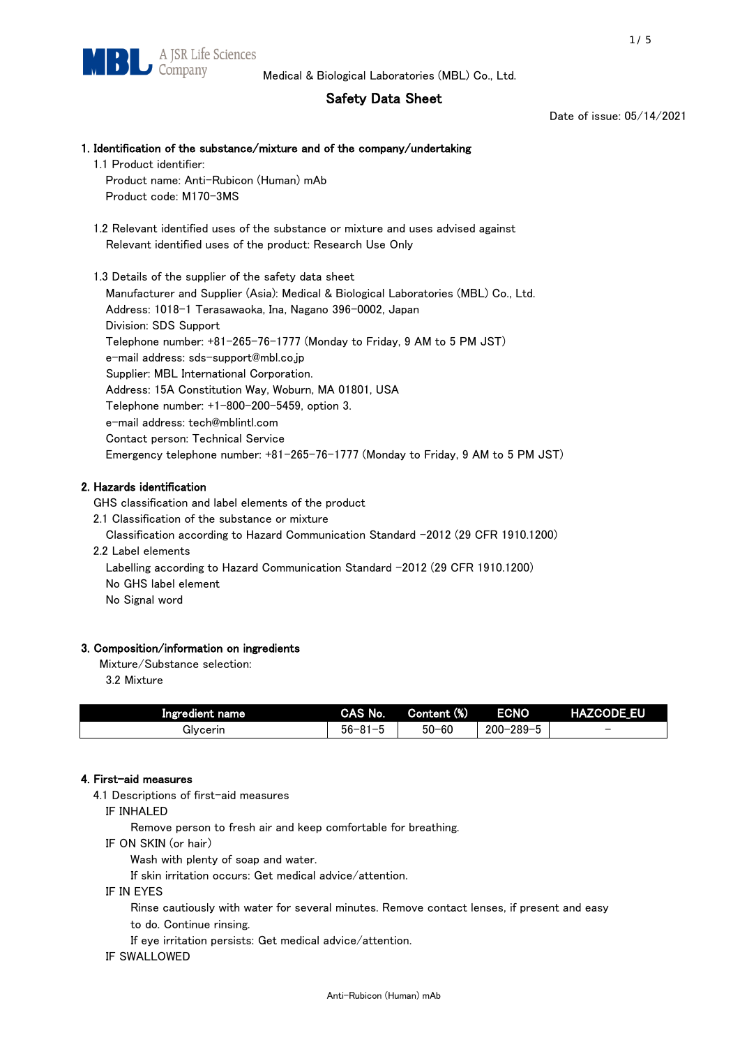Medical & Biological Laboratories (MBL) Co., Ltd.

# Safety Data Sheet

Date of issue: 05/14/2021

## 1. Identification of the substance/mixture and of the company/undertaking

1.1 Product identifier:

Product name: Anti-Rubicon (Human) mAb

Product code: M170-3MS

1.2 Relevant identified uses of the substance or mixture and uses advised against

Relevant identified uses of the product: Research Use Only

1.3 Details of the supplier of the safety data sheet

Manufacturer and Supplier (Asia): Medical & Biological Laboratories (MBL) Co., Ltd.

Address: 1018-1 Terasawaoka, Ina, Nagano 396-0002, Japan

Division: SDS Support

Telephone number: +81-265-76-1777 (Monday to Friday, 9 AM to 5 PM JST)

e-mail address: sds-support@mbl.co.jp

Supplier: MBL International Corporation.

Address: 15A Constitution Way, Woburn, MA 01801, USA

Telephone number: +1-800-200-5459, option 3.

e-mail address: tech@mblintl.com

Contact person: Technical Service

Emergency telephone number: +81-265-76-1777 (Monday to Friday, 9 AM to 5 PM JST)

## 2. Hazards identification

GHS classification and label elements of the product

2.1 Classification of the substance or mixture

Classification according to Hazard Communication Standard -2012 (29 CFR 1910.1200)

2.2 Label elements

Labelling according to Hazard Communication Standard -2012 (29 CFR 1910.1200)

No GHS label element

No Signal word

## 3. Composition/information on ingredients

Mixture/Substance selection:

3.2 Mixture

| Ingredient name | CAS No. | Content (%) | ECNO | HAZCODE_EU |
|---|---|---|---|---|
| Glycerin | 56-81-5 | 50-60 | 200-289-5 | - |

## 4. First-aid measures

4.1 Descriptions of first-aid measures

IF INHALED

Remove person to fresh air and keep comfortable for breathing.

IF ON SKIN (or hair)

Wash with plenty of soap and water.

If skin irritation occurs: Get medical advice/attention.

IF IN EYES

Rinse cautiously with water for several minutes. Remove contact lenses, if present and easy to do. Continue rinsing.

If eye irritation persists: Get medical advice/attention.

IF SWALLOWED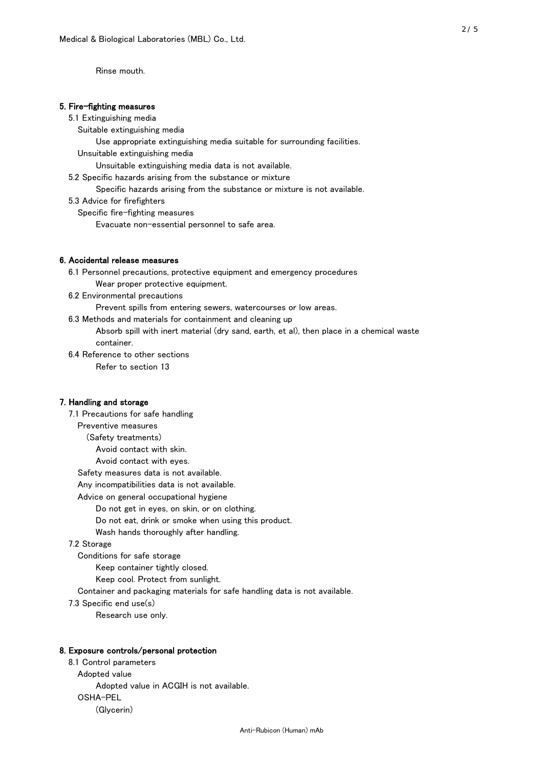Rinse mouth.

## 5. Fire-fighting measures

5.1 Extinguishing media

Suitable extinguishing media

Use appropriate extinguishing media suitable for surrounding facilities.

Unsuitable extinguishing media

Unsuitable extinguishing media data is not available.

5.2 Specific hazards arising from the substance or mixture

Specific hazards arising from the substance or mixture is not available.

5.3 Advice for firefighters

Specific fire-fighting measures

Evacuate non-essential personnel to safe area.

## 6. Accidental release measures

6.1 Personnel precautions, protective equipment and emergency procedures

Wear proper protective equipment.

6.2 Environmental precautions

Prevent spills from entering sewers, watercourses or low areas.

6.3 Methods and materials for containment and cleaning up

Absorb spill with inert material (dry sand, earth, et al), then place in a chemical waste container.

6.4 Reference to other sections

Refer to section 13

## 7. Handling and storage

7.1 Precautions for safe handling

Preventive measures

(Safety treatments)

Avoid contact with skin.

Avoid contact with eyes.

Safety measures data is not available.

Any incompatibilities data is not available.

Advice on general occupational hygiene

Do not get in eyes, on skin, or on clothing.

Do not eat, drink or smoke when using this product.

Wash hands thoroughly after handling.

7.2 Storage

Conditions for safe storage

Keep container tightly closed.

Keep cool. Protect from sunlight.

Container and packaging materials for safe handling data is not available.

7.3 Specific end use(s)

Research use only.

## 8. Exposure controls/personal protection

8.1 Control parameters

Adopted value

Adopted value in ACGIH is not available.

OSHA-PEL

(Glycerin)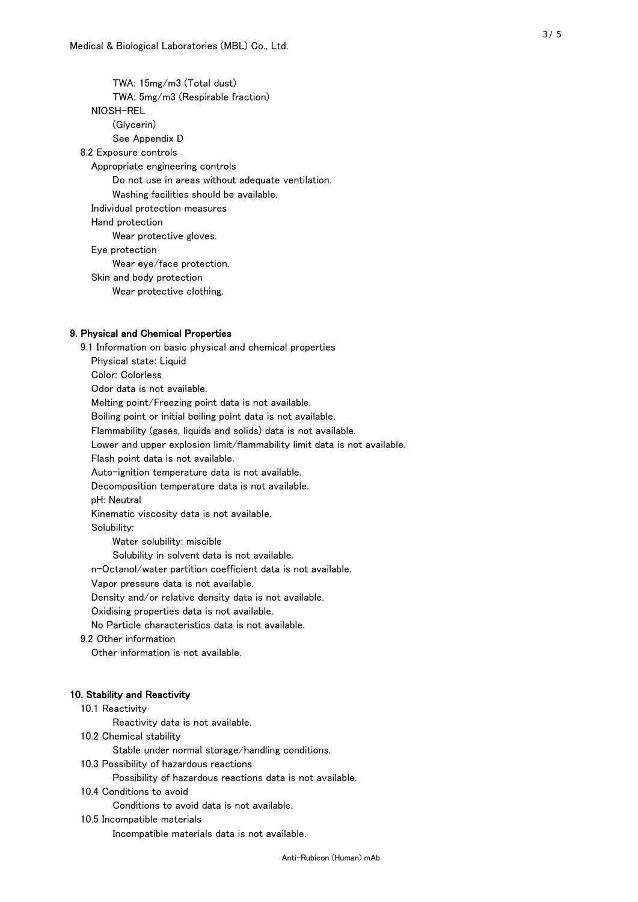TWA: 15mg/m3 (Total dust)

TWA: 5mg/m3 (Respirable fraction)

NIOSH-REL

(Glycerin)

See Appendix D

8.2 Exposure controls

Appropriate engineering controls

Do not use in areas without adequate ventilation.

Washing facilities should be available.

Individual protection measures

Hand protection

Wear protective gloves.

Eye protection

Wear eye/face protection.

Skin and body protection

Wear protective clothing.

## 9. Physical and Chemical Properties

9.1 Information on basic physical and chemical properties

Physical state: Liquid

Color: Colorless

Odor data is not available.

Melting point/Freezing point data is not available.

Boiling point or initial boiling point data is not available.

Flammability (gases, liquids and solids) data is not available.

Lower and upper explosion limit/flammability limit data is not available.

Flash point data is not available.

Auto-ignition temperature data is not available.

Decomposition temperature data is not available.

pH: Neutral

Kinematic viscosity data is not available.

Solubility:

Water solubility: miscible

Solubility in solvent data is not available.

n-Octanol/water partition coefficient data is not available.

Vapor pressure data is not available.

Density and/or relative density data is not available.

Oxidising properties data is not available.

No Particle characteristics data is not available.

9.2 Other information

Other information is not available.

## 10. Stability and Reactivity

10.1 Reactivity

Reactivity data is not available.

10.2 Chemical stability

Stable under normal storage/handling conditions.

10.3 Possibility of hazardous reactions

Possibility of hazardous reactions data is not available.

10.4 Conditions to avoid

Conditions to avoid data is not available.

10.5 Incompatible materials

Incompatible materials data is not available.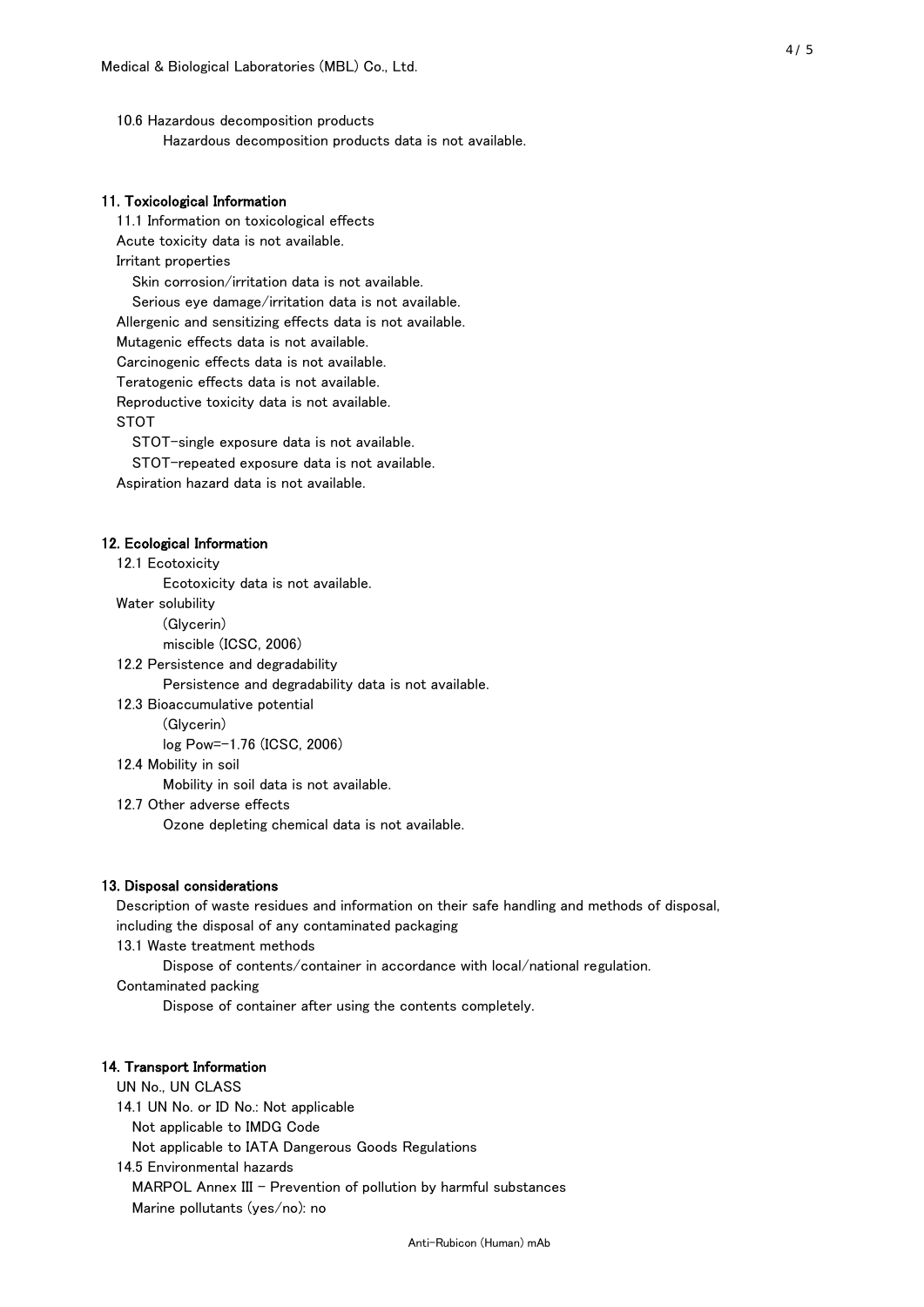10.6 Hazardous decomposition products

Hazardous decomposition products data is not available.

## 11. Toxicological Information

11.1 Information on toxicological effects

Acute toxicity data is not available.

Irritant properties

Skin corrosion/irritation data is not available.

Serious eye damage/irritation data is not available.

Allergenic and sensitizing effects data is not available.

Mutagenic effects data is not available.

Carcinogenic effects data is not available.

Teratogenic effects data is not available.

Reproductive toxicity data is not available.

STOT

STOT-single exposure data is not available.

STOT-repeated exposure data is not available.

Aspiration hazard data is not available.

## 12. Ecological Information

12.1 Ecotoxicity

Ecotoxicity data is not available.

Water solubility

(Glycerin)

miscible (ICSC, 2006)

12.2 Persistence and degradability

Persistence and degradability data is not available.

12.3 Bioaccumulative potential

(Glycerin)

log Pow=-1.76 (ICSC, 2006)

12.4 Mobility in soil

Mobility in soil data is not available.

12.7 Other adverse effects

Ozone depleting chemical data is not available.

## 13. Disposal considerations

Description of waste residues and information on their safe handling and methods of disposal, including the disposal of any contaminated packaging

13.1 Waste treatment methods

Dispose of contents/container in accordance with local/national regulation.

Contaminated packing

Dispose of container after using the contents completely.

## 14. Transport Information

UN No., UN CLASS

14.1 UN No. or ID No.: Not applicable

Not applicable to IMDG Code

Not applicable to IATA Dangerous Goods Regulations

14.5 Environmental hazards

MARPOL Annex III - Prevention of pollution by harmful substances

Marine pollutants (yes/no): no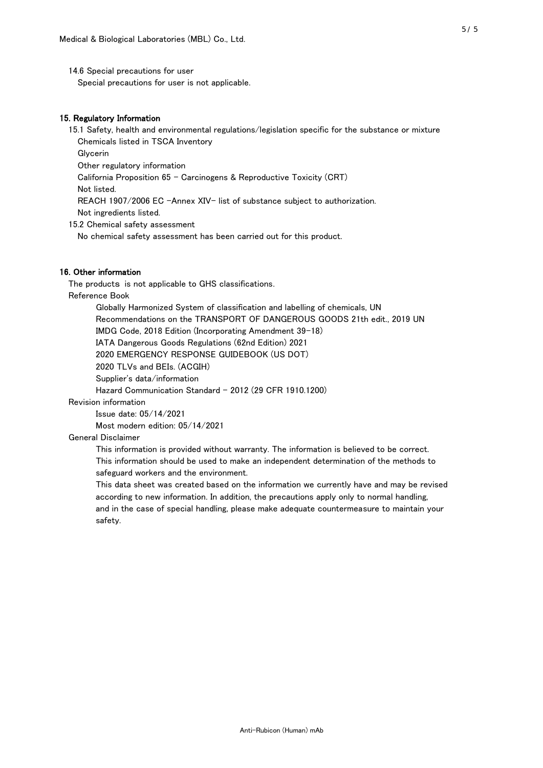14.6 Special precautions for user

Special precautions for user is not applicable.

## 15. Regulatory Information

15.1 Safety, health and environmental regulations/legislation specific for the substance or mixture

Chemicals listed in TSCA Inventory

Glycerin

Other regulatory information

California Proposition 65 - Carcinogens & Reproductive Toxicity (CRT)

Not listed.

REACH 1907/2006 EC -Annex XIV- list of substance subject to authorization.

Not ingredients listed.

15.2 Chemical safety assessment

No chemical safety assessment has been carried out for this product.

## 16. Other information

The products is not applicable to GHS classifications.

Reference Book

Globally Harmonized System of classification and labelling of chemicals, UN

Recommendations on the TRANSPORT OF DANGEROUS GOODS 21th edit., 2019 UN

IMDG Code, 2018 Edition (Incorporating Amendment 39-18)

IATA Dangerous Goods Regulations (62nd Edition) 2021

2020 EMERGENCY RESPONSE GUIDEBOOK (US DOT)

2020 TLVs and BEIs. (ACGIH)

Supplier's data/information

Hazard Communication Standard - 2012 (29 CFR 1910.1200)

Revision information

Issue date: 05/14/2021

Most modern edition: 05/14/2021

General Disclaimer

This information is provided without warranty. The information is believed to be correct. This information should be used to make an independent determination of the methods to safeguard workers and the environment.

This data sheet was created based on the information we currently have and may be revised according to new information. In addition, the precautions apply only to normal handling, and in the case of special handling, please make adequate countermeasure to maintain your safety.